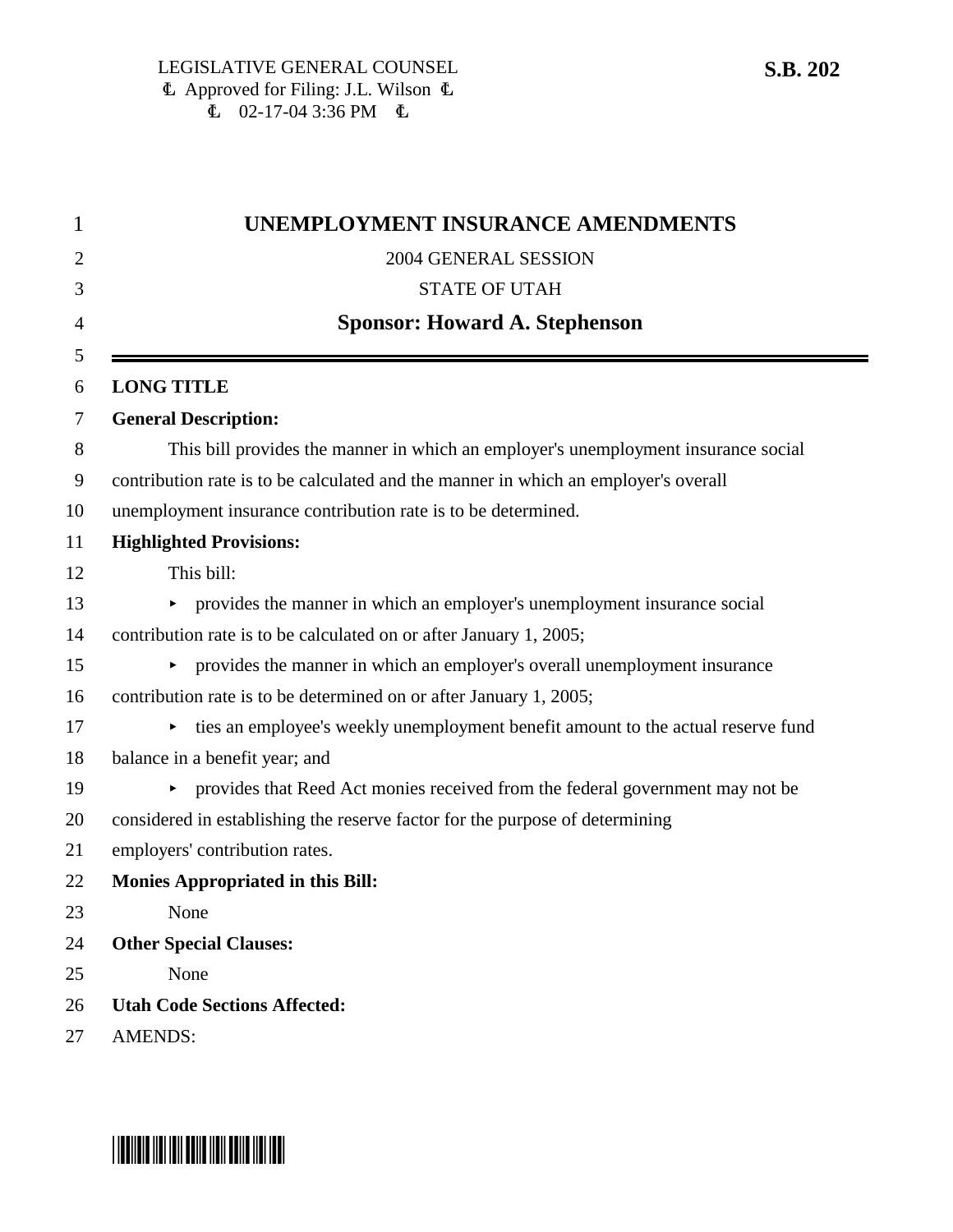LEGISLATIVE GENERAL COUNSEL
Approved for Filing: J.L. Wilson
02-17-04 3:36 PM

**S.B. 202**

# UNEMPLOYMENT INSURANCE AMENDMENTS

2004 GENERAL SESSION

STATE OF UTAH

**Sponsor: Howard A. Stephenson**

---

**LONG TITLE**

**General Description:**

This bill provides the manner in which an employer's unemployment insurance social contribution rate is to be calculated and the manner in which an employer's overall unemployment insurance contribution rate is to be determined.

**Highlighted Provisions:**

This bill:

- provides the manner in which an employer's unemployment insurance social contribution rate is to be calculated on or after January 1, 2005;
- provides the manner in which an employer's overall unemployment insurance contribution rate is to be determined on or after January 1, 2005;
- ties an employee's weekly unemployment benefit amount to the actual reserve fund balance in a benefit year; and
- provides that Reed Act monies received from the federal government may not be considered in establishing the reserve factor for the purpose of determining employers' contribution rates.

**Monies Appropriated in this Bill:**

None

**Other Special Clauses:**

None

**Utah Code Sections Affected:**

AMENDS: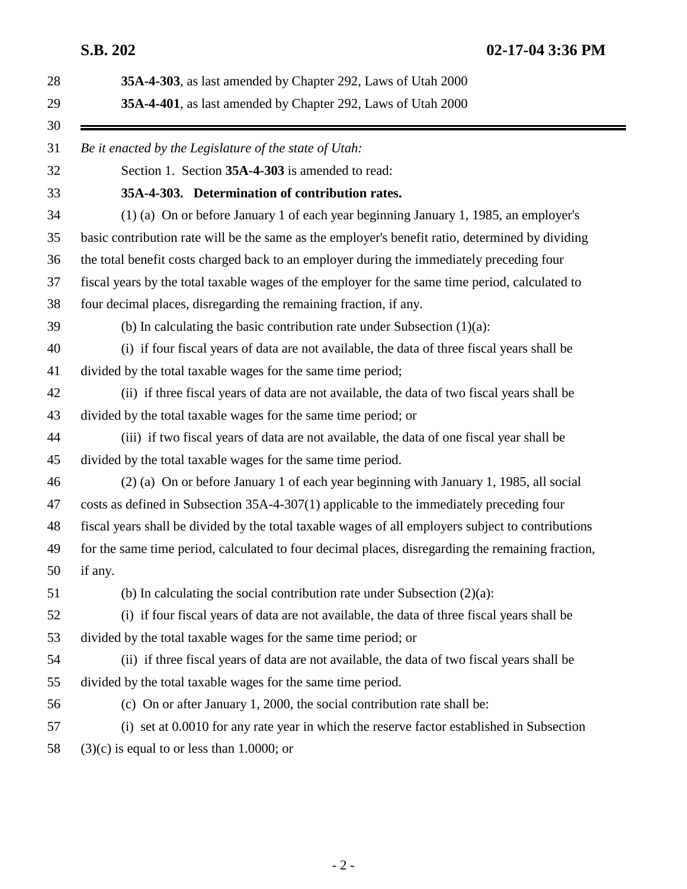**35A-4-303**, as last amended by Chapter 292, Laws of Utah 2000

**35A-4-401**, as last amended by Chapter 292, Laws of Utah 2000

---

*Be it enacted by the Legislature of the state of Utah:*

Section 1. Section **35A-4-303** is amended to read:

**35A-4-303. Determination of contribution rates.**

(1) (a) On or before January 1 of each year beginning January 1, 1985, an employer's basic contribution rate will be the same as the employer's benefit ratio, determined by dividing the total benefit costs charged back to an employer during the immediately preceding four fiscal years by the total taxable wages of the employer for the same time period, calculated to four decimal places, disregarding the remaining fraction, if any.

(b) In calculating the basic contribution rate under Subsection (1)(a):

(i) if four fiscal years of data are not available, the data of three fiscal years shall be divided by the total taxable wages for the same time period;

(ii) if three fiscal years of data are not available, the data of two fiscal years shall be divided by the total taxable wages for the same time period; or

(iii) if two fiscal years of data are not available, the data of one fiscal year shall be divided by the total taxable wages for the same time period.

(2) (a) On or before January 1 of each year beginning with January 1, 1985, all social costs as defined in Subsection 35A-4-307(1) applicable to the immediately preceding four fiscal years shall be divided by the total taxable wages of all employers subject to contributions for the same time period, calculated to four decimal places, disregarding the remaining fraction, if any.

(b) In calculating the social contribution rate under Subsection (2)(a):

(i) if four fiscal years of data are not available, the data of three fiscal years shall be divided by the total taxable wages for the same time period; or

(ii) if three fiscal years of data are not available, the data of two fiscal years shall be divided by the total taxable wages for the same time period.

(c) On or after January 1, 2000, the social contribution rate shall be:

(i) set at 0.0010 for any rate year in which the reserve factor established in Subsection (3)(c) is equal to or less than 1.0000; or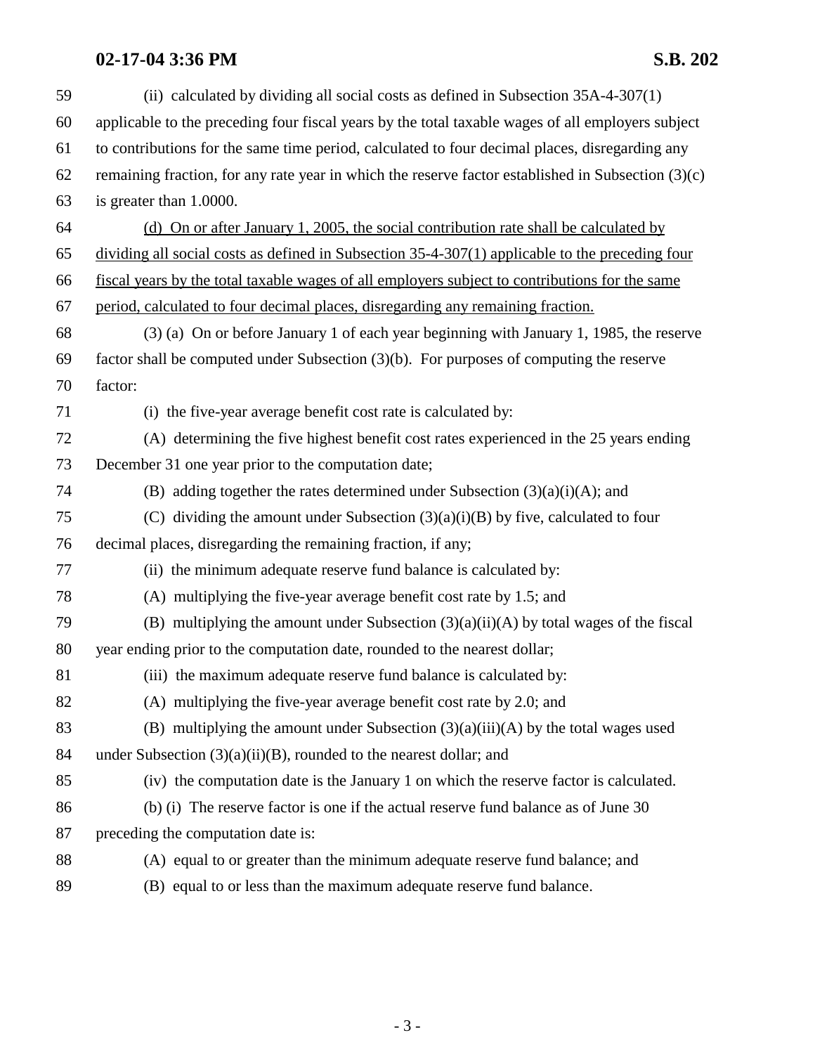(ii) calculated by dividing all social costs as defined in Subsection 35A-4-307(1) applicable to the preceding four fiscal years by the total taxable wages of all employers subject to contributions for the same time period, calculated to four decimal places, disregarding any remaining fraction, for any rate year in which the reserve factor established in Subsection (3)(c) is greater than 1.0000.

<u>(d) On or after January 1, 2005, the social contribution rate shall be calculated by dividing all social costs as defined in Subsection 35-4-307(1) applicable to the preceding four fiscal years by the total taxable wages of all employers subject to contributions for the same period, calculated to four decimal places, disregarding any remaining fraction.</u>

(3) (a) On or before January 1 of each year beginning with January 1, 1985, the reserve factor shall be computed under Subsection (3)(b). For purposes of computing the reserve factor:

(i) the five-year average benefit cost rate is calculated by:

(A) determining the five highest benefit cost rates experienced in the 25 years ending December 31 one year prior to the computation date;

(B) adding together the rates determined under Subsection (3)(a)(i)(A); and

(C) dividing the amount under Subsection (3)(a)(i)(B) by five, calculated to four decimal places, disregarding the remaining fraction, if any;

(ii) the minimum adequate reserve fund balance is calculated by:

(A) multiplying the five-year average benefit cost rate by 1.5; and

(B) multiplying the amount under Subsection (3)(a)(ii)(A) by total wages of the fiscal year ending prior to the computation date, rounded to the nearest dollar;

(iii) the maximum adequate reserve fund balance is calculated by:

(A) multiplying the five-year average benefit cost rate by 2.0; and

(B) multiplying the amount under Subsection (3)(a)(iii)(A) by the total wages used under Subsection (3)(a)(ii)(B), rounded to the nearest dollar; and

(iv) the computation date is the January 1 on which the reserve factor is calculated.

(b) (i) The reserve factor is one if the actual reserve fund balance as of June 30 preceding the computation date is:

(A) equal to or greater than the minimum adequate reserve fund balance; and

(B) equal to or less than the maximum adequate reserve fund balance.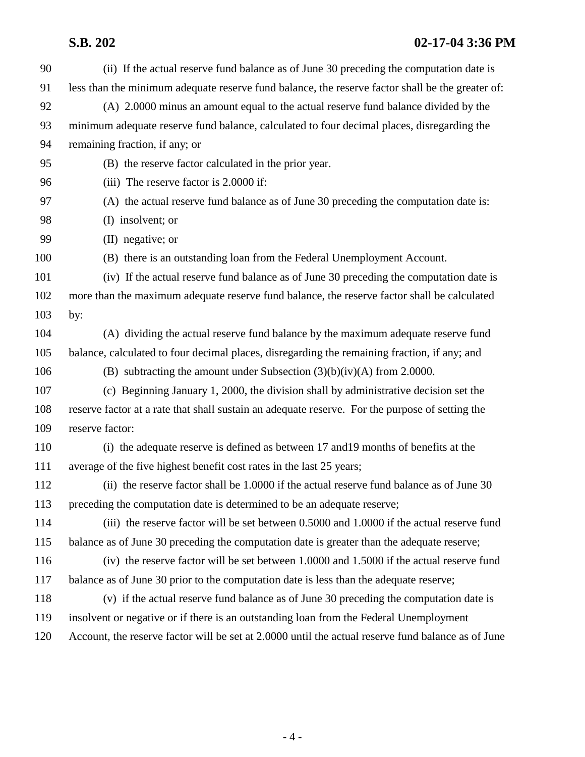(ii) If the actual reserve fund balance as of June 30 preceding the computation date is less than the minimum adequate reserve fund balance, the reserve factor shall be the greater of:

(A) 2.0000 minus an amount equal to the actual reserve fund balance divided by the minimum adequate reserve fund balance, calculated to four decimal places, disregarding the remaining fraction, if any; or

(B) the reserve factor calculated in the prior year.

(iii) The reserve factor is 2.0000 if:

(A) the actual reserve fund balance as of June 30 preceding the computation date is:

(I) insolvent; or

(II) negative; or

(B) there is an outstanding loan from the Federal Unemployment Account.

(iv) If the actual reserve fund balance as of June 30 preceding the computation date is more than the maximum adequate reserve fund balance, the reserve factor shall be calculated by:

(A) dividing the actual reserve fund balance by the maximum adequate reserve fund balance, calculated to four decimal places, disregarding the remaining fraction, if any; and

(B) subtracting the amount under Subsection (3)(b)(iv)(A) from 2.0000.

(c) Beginning January 1, 2000, the division shall by administrative decision set the reserve factor at a rate that shall sustain an adequate reserve. For the purpose of setting the reserve factor:

(i) the adequate reserve is defined as between 17 and19 months of benefits at the average of the five highest benefit cost rates in the last 25 years;

(ii) the reserve factor shall be 1.0000 if the actual reserve fund balance as of June 30 preceding the computation date is determined to be an adequate reserve;

(iii) the reserve factor will be set between 0.5000 and 1.0000 if the actual reserve fund balance as of June 30 preceding the computation date is greater than the adequate reserve;

(iv) the reserve factor will be set between 1.0000 and 1.5000 if the actual reserve fund balance as of June 30 prior to the computation date is less than the adequate reserve;

(v) if the actual reserve fund balance as of June 30 preceding the computation date is insolvent or negative or if there is an outstanding loan from the Federal Unemployment Account, the reserve factor will be set at 2.0000 until the actual reserve fund balance as of June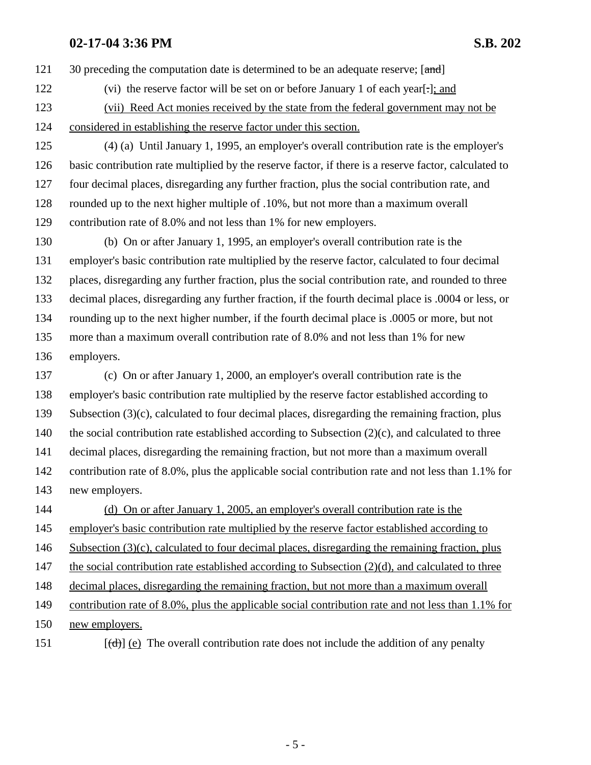121 30 preceding the computation date is determined to be an adequate reserve; [~~and~~]

122 (vi) the reserve factor will be set on or before January 1 of each year[~~.~~]; and

123 <u>(vii) Reed Act monies received by the state from the federal government may not be</u>

124 <u>considered in establishing the reserve factor under this section.</u>

125 (4) (a) Until January 1, 1995, an employer's overall contribution rate is the employer's

126 basic contribution rate multiplied by the reserve factor, if there is a reserve factor, calculated to

127 four decimal places, disregarding any further fraction, plus the social contribution rate, and

128 rounded up to the next higher multiple of .10%, but not more than a maximum overall

129 contribution rate of 8.0% and not less than 1% for new employers.

130 (b) On or after January 1, 1995, an employer's overall contribution rate is the

131 employer's basic contribution rate multiplied by the reserve factor, calculated to four decimal

132 places, disregarding any further fraction, plus the social contribution rate, and rounded to three

133 decimal places, disregarding any further fraction, if the fourth decimal place is .0004 or less, or

134 rounding up to the next higher number, if the fourth decimal place is .0005 or more, but not

135 more than a maximum overall contribution rate of 8.0% and not less than 1% for new

136 employers.

137 (c) On or after January 1, 2000, an employer's overall contribution rate is the

138 employer's basic contribution rate multiplied by the reserve factor established according to

139 Subsection (3)(c), calculated to four decimal places, disregarding the remaining fraction, plus

140 the social contribution rate established according to Subsection (2)(c), and calculated to three

141 decimal places, disregarding the remaining fraction, but not more than a maximum overall

142 contribution rate of 8.0%, plus the applicable social contribution rate and not less than 1.1% for

143 new employers.

144 <u>(d) On or after January 1, 2005, an employer's overall contribution rate is the</u>

145 <u>employer's basic contribution rate multiplied by the reserve factor established according to</u>

146 <u>Subsection (3)(c), calculated to four decimal places, disregarding the remaining fraction, plus</u>

147 <u>the social contribution rate established according to Subsection (2)(d), and calculated to three</u>

148 <u>decimal places, disregarding the remaining fraction, but not more than a maximum overall</u>

149 <u>contribution rate of 8.0%, plus the applicable social contribution rate and not less than 1.1% for</u>

150 <u>new employers.</u>

151 [~~(d)~~] <u>(e)</u> The overall contribution rate does not include the addition of any penalty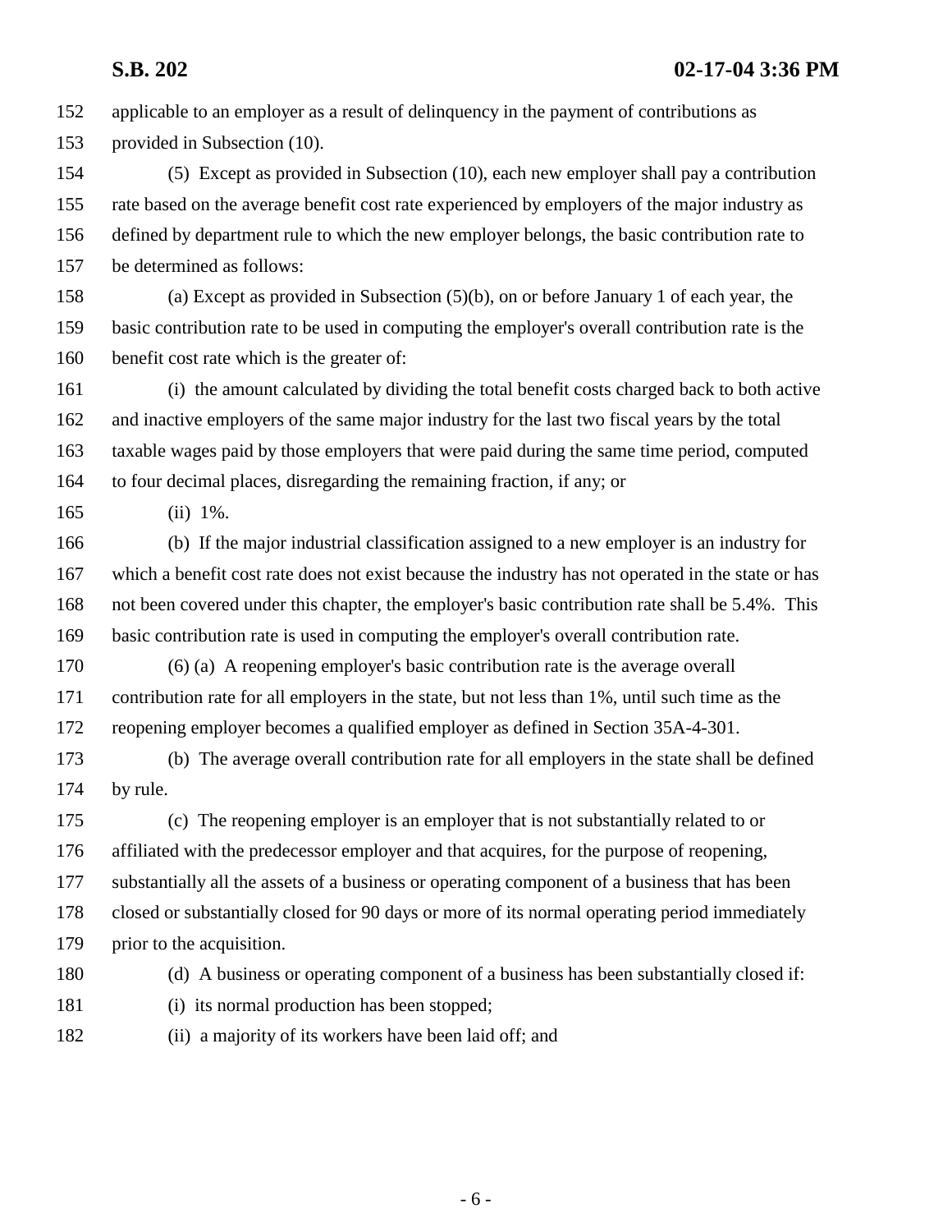applicable to an employer as a result of delinquency in the payment of contributions as provided in Subsection (10).

(5) Except as provided in Subsection (10), each new employer shall pay a contribution rate based on the average benefit cost rate experienced by employers of the major industry as defined by department rule to which the new employer belongs, the basic contribution rate to be determined as follows:

(a) Except as provided in Subsection (5)(b), on or before January 1 of each year, the basic contribution rate to be used in computing the employer's overall contribution rate is the benefit cost rate which is the greater of:

(i) the amount calculated by dividing the total benefit costs charged back to both active and inactive employers of the same major industry for the last two fiscal years by the total taxable wages paid by those employers that were paid during the same time period, computed to four decimal places, disregarding the remaining fraction, if any; or

(ii) 1%.

(b) If the major industrial classification assigned to a new employer is an industry for which a benefit cost rate does not exist because the industry has not operated in the state or has not been covered under this chapter, the employer's basic contribution rate shall be 5.4%. This basic contribution rate is used in computing the employer's overall contribution rate.

(6) (a) A reopening employer's basic contribution rate is the average overall contribution rate for all employers in the state, but not less than 1%, until such time as the reopening employer becomes a qualified employer as defined in Section 35A-4-301.

(b) The average overall contribution rate for all employers in the state shall be defined by rule.

(c) The reopening employer is an employer that is not substantially related to or affiliated with the predecessor employer and that acquires, for the purpose of reopening, substantially all the assets of a business or operating component of a business that has been closed or substantially closed for 90 days or more of its normal operating period immediately prior to the acquisition.

(d) A business or operating component of a business has been substantially closed if:

(i) its normal production has been stopped;

(ii) a majority of its workers have been laid off; and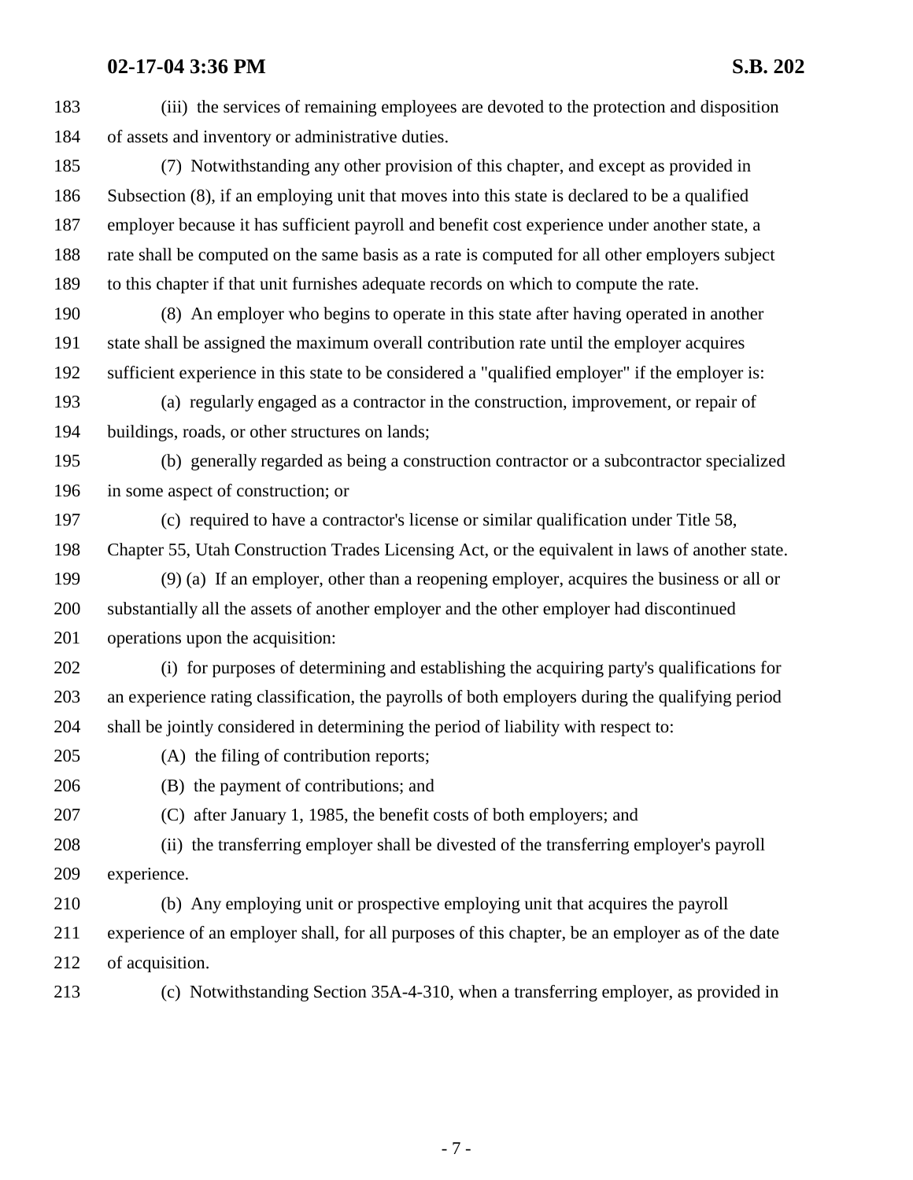(iii) the services of remaining employees are devoted to the protection and disposition of assets and inventory or administrative duties.

(7) Notwithstanding any other provision of this chapter, and except as provided in Subsection (8), if an employing unit that moves into this state is declared to be a qualified employer because it has sufficient payroll and benefit cost experience under another state, a rate shall be computed on the same basis as a rate is computed for all other employers subject to this chapter if that unit furnishes adequate records on which to compute the rate.

(8) An employer who begins to operate in this state after having operated in another state shall be assigned the maximum overall contribution rate until the employer acquires sufficient experience in this state to be considered a "qualified employer" if the employer is:

(a) regularly engaged as a contractor in the construction, improvement, or repair of buildings, roads, or other structures on lands;

(b) generally regarded as being a construction contractor or a subcontractor specialized in some aspect of construction; or

(c) required to have a contractor's license or similar qualification under Title 58, Chapter 55, Utah Construction Trades Licensing Act, or the equivalent in laws of another state.

(9) (a) If an employer, other than a reopening employer, acquires the business or all or substantially all the assets of another employer and the other employer had discontinued operations upon the acquisition:

(i) for purposes of determining and establishing the acquiring party's qualifications for an experience rating classification, the payrolls of both employers during the qualifying period shall be jointly considered in determining the period of liability with respect to:

(A) the filing of contribution reports;

(B) the payment of contributions; and

(C) after January 1, 1985, the benefit costs of both employers; and

(ii) the transferring employer shall be divested of the transferring employer's payroll experience.

(b) Any employing unit or prospective employing unit that acquires the payroll experience of an employer shall, for all purposes of this chapter, be an employer as of the date of acquisition.

(c) Notwithstanding Section 35A-4-310, when a transferring employer, as provided in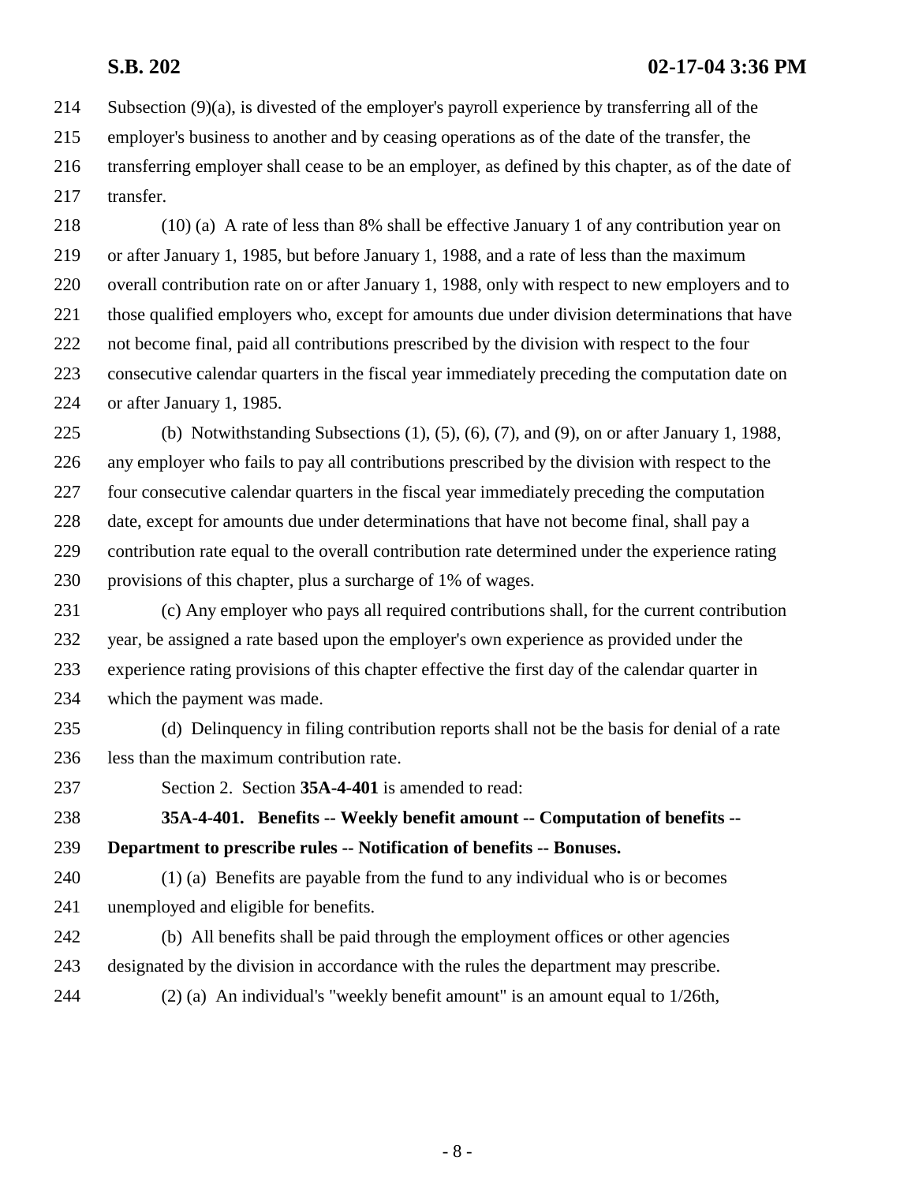Subsection (9)(a), is divested of the employer's payroll experience by transferring all of the employer's business to another and by ceasing operations as of the date of the transfer, the transferring employer shall cease to be an employer, as defined by this chapter, as of the date of transfer.

(10) (a) A rate of less than 8% shall be effective January 1 of any contribution year on or after January 1, 1985, but before January 1, 1988, and a rate of less than the maximum overall contribution rate on or after January 1, 1988, only with respect to new employers and to those qualified employers who, except for amounts due under division determinations that have not become final, paid all contributions prescribed by the division with respect to the four consecutive calendar quarters in the fiscal year immediately preceding the computation date on or after January 1, 1985.

(b) Notwithstanding Subsections (1), (5), (6), (7), and (9), on or after January 1, 1988, any employer who fails to pay all contributions prescribed by the division with respect to the four consecutive calendar quarters in the fiscal year immediately preceding the computation date, except for amounts due under determinations that have not become final, shall pay a contribution rate equal to the overall contribution rate determined under the experience rating provisions of this chapter, plus a surcharge of 1% of wages.

(c) Any employer who pays all required contributions shall, for the current contribution year, be assigned a rate based upon the employer's own experience as provided under the experience rating provisions of this chapter effective the first day of the calendar quarter in which the payment was made.

(d) Delinquency in filing contribution reports shall not be the basis for denial of a rate less than the maximum contribution rate.

Section 2. Section **35A-4-401** is amended to read:

**35A-4-401. Benefits -- Weekly benefit amount -- Computation of benefits -- Department to prescribe rules -- Notification of benefits -- Bonuses.**

(1) (a) Benefits are payable from the fund to any individual who is or becomes unemployed and eligible for benefits.

(b) All benefits shall be paid through the employment offices or other agencies designated by the division in accordance with the rules the department may prescribe.

(2) (a) An individual's "weekly benefit amount" is an amount equal to 1/26th,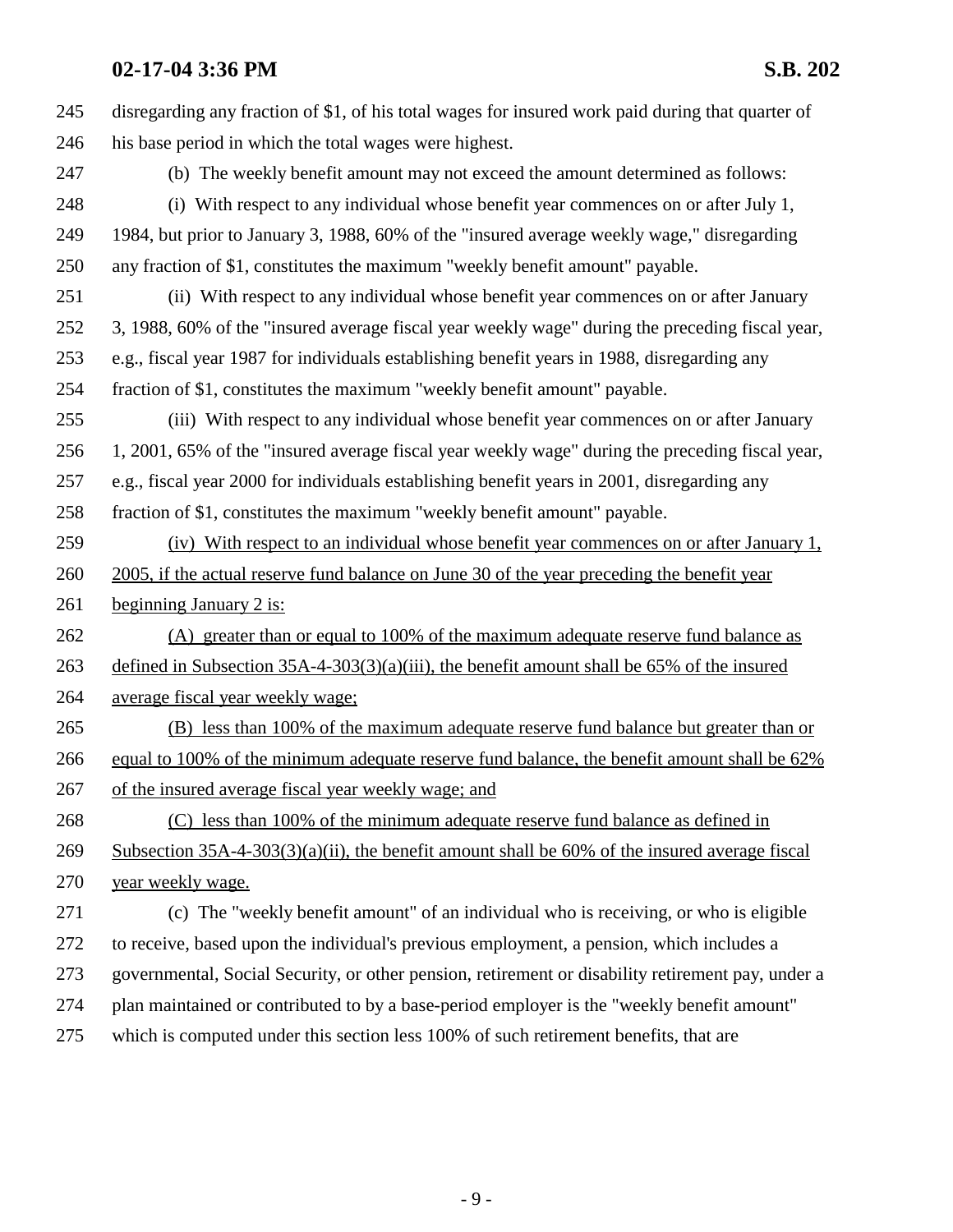disregarding any fraction of $1, of his total wages for insured work paid during that quarter of his base period in which the total wages were highest.

(b) The weekly benefit amount may not exceed the amount determined as follows:

(i) With respect to any individual whose benefit year commences on or after July 1, 1984, but prior to January 3, 1988, 60% of the "insured average weekly wage," disregarding any fraction of $1, constitutes the maximum "weekly benefit amount" payable.

(ii) With respect to any individual whose benefit year commences on or after January 3, 1988, 60% of the "insured average fiscal year weekly wage" during the preceding fiscal year, e.g., fiscal year 1987 for individuals establishing benefit years in 1988, disregarding any fraction of $1, constitutes the maximum "weekly benefit amount" payable.

(iii) With respect to any individual whose benefit year commences on or after January 1, 2001, 65% of the "insured average fiscal year weekly wage" during the preceding fiscal year, e.g., fiscal year 2000 for individuals establishing benefit years in 2001, disregarding any fraction of $1, constitutes the maximum "weekly benefit amount" payable.

<u>(iv) With respect to an individual whose benefit year commences on or after January 1, 2005, if the actual reserve fund balance on June 30 of the year preceding the benefit year beginning January 2 is:</u>

<u>(A) greater than or equal to 100% of the maximum adequate reserve fund balance as defined in Subsection 35A-4-303(3)(a)(iii), the benefit amount shall be 65% of the insured average fiscal year weekly wage;</u>

<u>(B) less than 100% of the maximum adequate reserve fund balance but greater than or equal to 100% of the minimum adequate reserve fund balance, the benefit amount shall be 62% of the insured average fiscal year weekly wage; and</u>

<u>(C) less than 100% of the minimum adequate reserve fund balance as defined in Subsection 35A-4-303(3)(a)(ii), the benefit amount shall be 60% of the insured average fiscal year weekly wage.</u>

(c) The "weekly benefit amount" of an individual who is receiving, or who is eligible to receive, based upon the individual's previous employment, a pension, which includes a governmental, Social Security, or other pension, retirement or disability retirement pay, under a plan maintained or contributed to by a base-period employer is the "weekly benefit amount" which is computed under this section less 100% of such retirement benefits, that are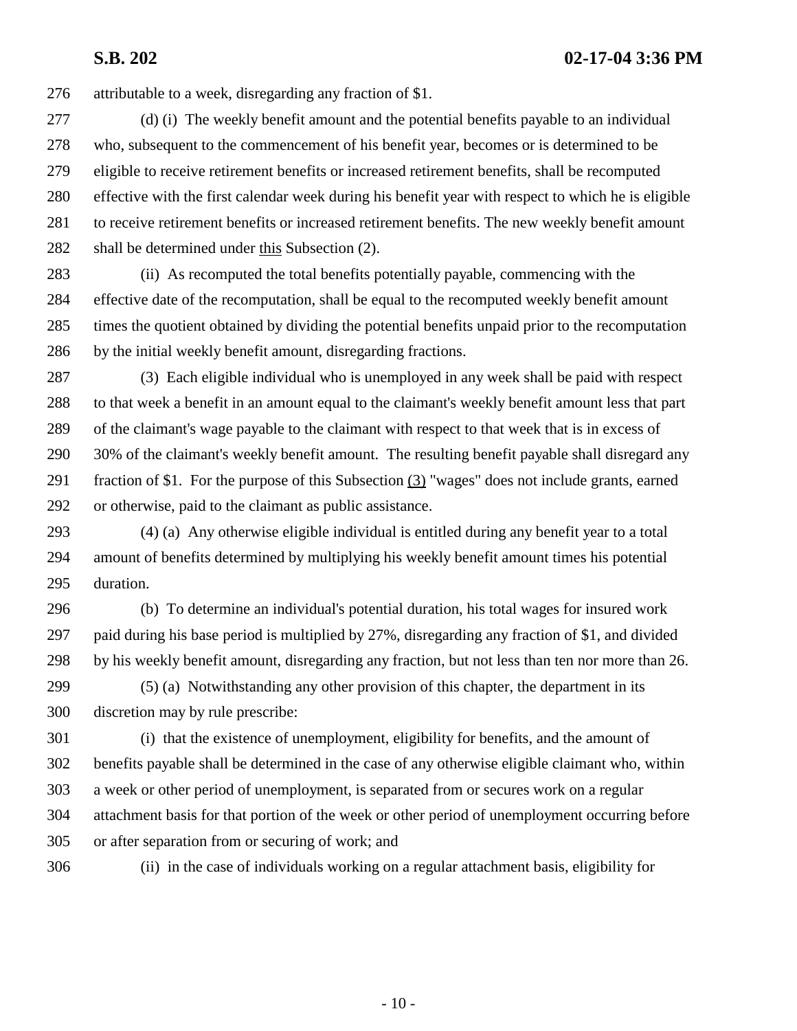276 attributable to a week, disregarding any fraction of $1.

277 (d) (i) The weekly benefit amount and the potential benefits payable to an individual
278 who, subsequent to the commencement of his benefit year, becomes or is determined to be
279 eligible to receive retirement benefits or increased retirement benefits, shall be recomputed
280 effective with the first calendar week during his benefit year with respect to which he is eligible
281 to receive retirement benefits or increased retirement benefits. The new weekly benefit amount
282 shall be determined under <u>this</u> Subsection (2).

283 (ii) As recomputed the total benefits potentially payable, commencing with the
284 effective date of the recomputation, shall be equal to the recomputed weekly benefit amount
285 times the quotient obtained by dividing the potential benefits unpaid prior to the recomputation
286 by the initial weekly benefit amount, disregarding fractions.

287 (3) Each eligible individual who is unemployed in any week shall be paid with respect
288 to that week a benefit in an amount equal to the claimant's weekly benefit amount less that part
289 of the claimant's wage payable to the claimant with respect to that week that is in excess of
290 30% of the claimant's weekly benefit amount. The resulting benefit payable shall disregard any
291 fraction of $1. For the purpose of this Subsection <u>(3)</u> "wages" does not include grants, earned
292 or otherwise, paid to the claimant as public assistance.

293 (4) (a) Any otherwise eligible individual is entitled during any benefit year to a total
294 amount of benefits determined by multiplying his weekly benefit amount times his potential
295 duration.

296 (b) To determine an individual's potential duration, his total wages for insured work
297 paid during his base period is multiplied by 27%, disregarding any fraction of $1, and divided
298 by his weekly benefit amount, disregarding any fraction, but not less than ten nor more than 26.

299 (5) (a) Notwithstanding any other provision of this chapter, the department in its
300 discretion may by rule prescribe:

301 (i) that the existence of unemployment, eligibility for benefits, and the amount of
302 benefits payable shall be determined in the case of any otherwise eligible claimant who, within
303 a week or other period of unemployment, is separated from or secures work on a regular
304 attachment basis for that portion of the week or other period of unemployment occurring before
305 or after separation from or securing of work; and

306 (ii) in the case of individuals working on a regular attachment basis, eligibility for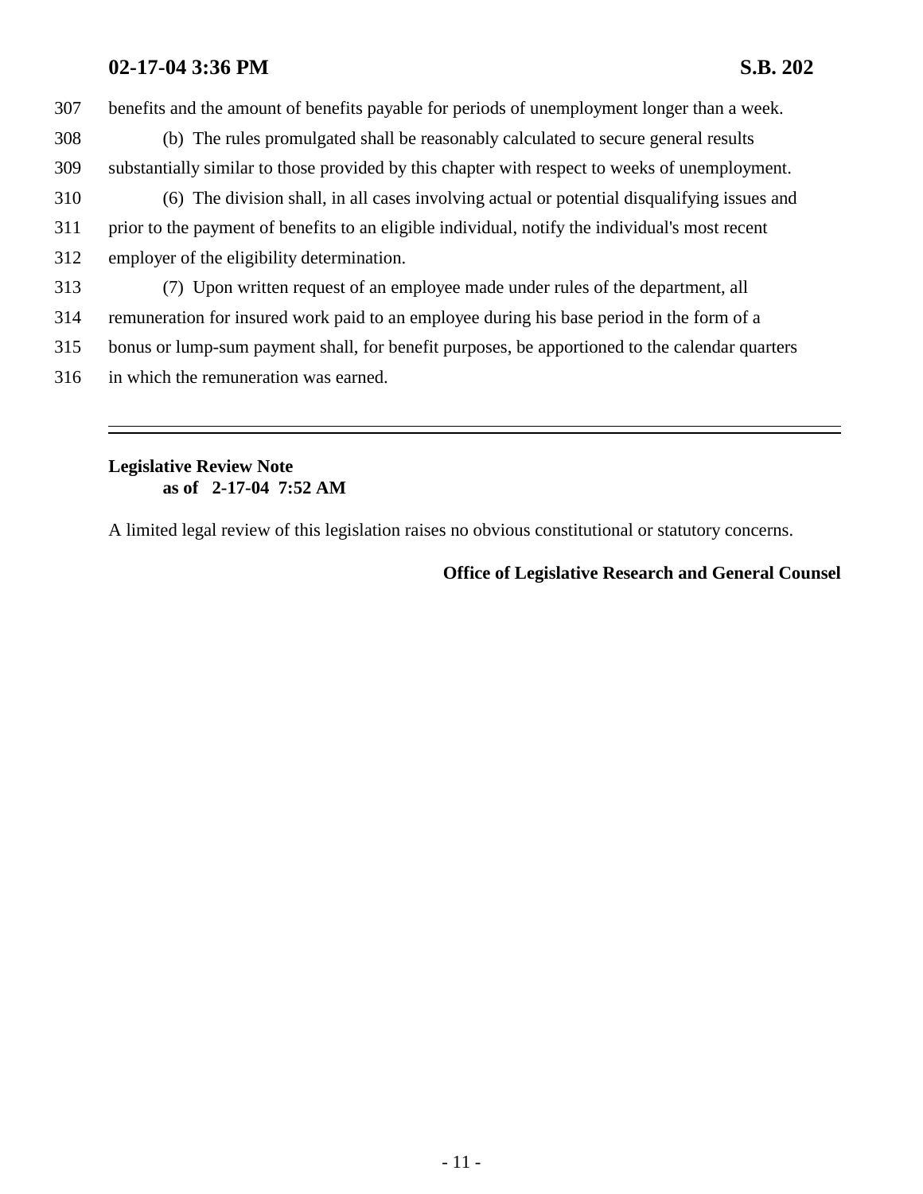benefits and the amount of benefits payable for periods of unemployment longer than a week.

(b) The rules promulgated shall be reasonably calculated to secure general results substantially similar to those provided by this chapter with respect to weeks of unemployment.

(6) The division shall, in all cases involving actual or potential disqualifying issues and prior to the payment of benefits to an eligible individual, notify the individual's most recent employer of the eligibility determination.

(7) Upon written request of an employee made under rules of the department, all remuneration for insured work paid to an employee during his base period in the form of a bonus or lump-sum payment shall, for benefit purposes, be apportioned to the calendar quarters in which the remuneration was earned.

---

**Legislative Review Note**
**as of 2-17-04 7:52 AM**

A limited legal review of this legislation raises no obvious constitutional or statutory concerns.

**Office of Legislative Research and General Counsel**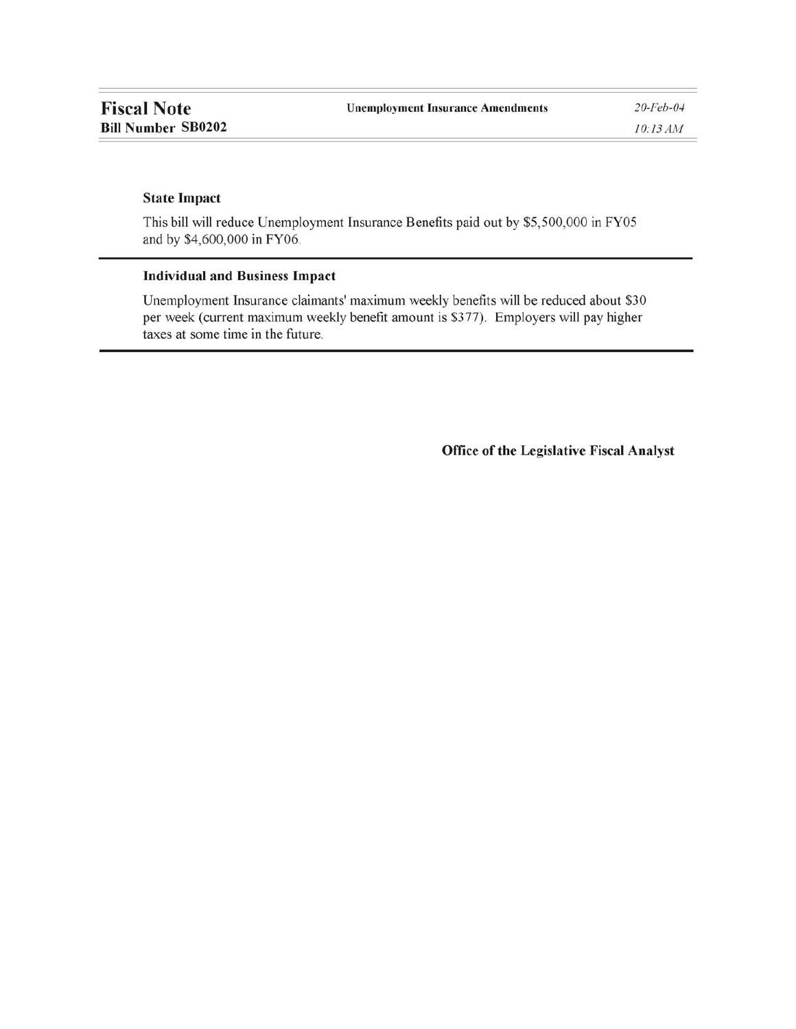# Fiscal Note

**Bill Number SB0202**

**Unemployment Insurance Amendments**

*20-Feb-04*

*10:13 AM*

### State Impact

This bill will reduce Unemployment Insurance Benefits paid out by $5,500,000 in FY05 and by $4,600,000 in FY06.

### Individual and Business Impact

Unemployment Insurance claimants' maximum weekly benefits will be reduced about $30 per week (current maximum weekly benefit amount is $377). Employers will pay higher taxes at some time in the future.

**Office of the Legislative Fiscal Analyst**